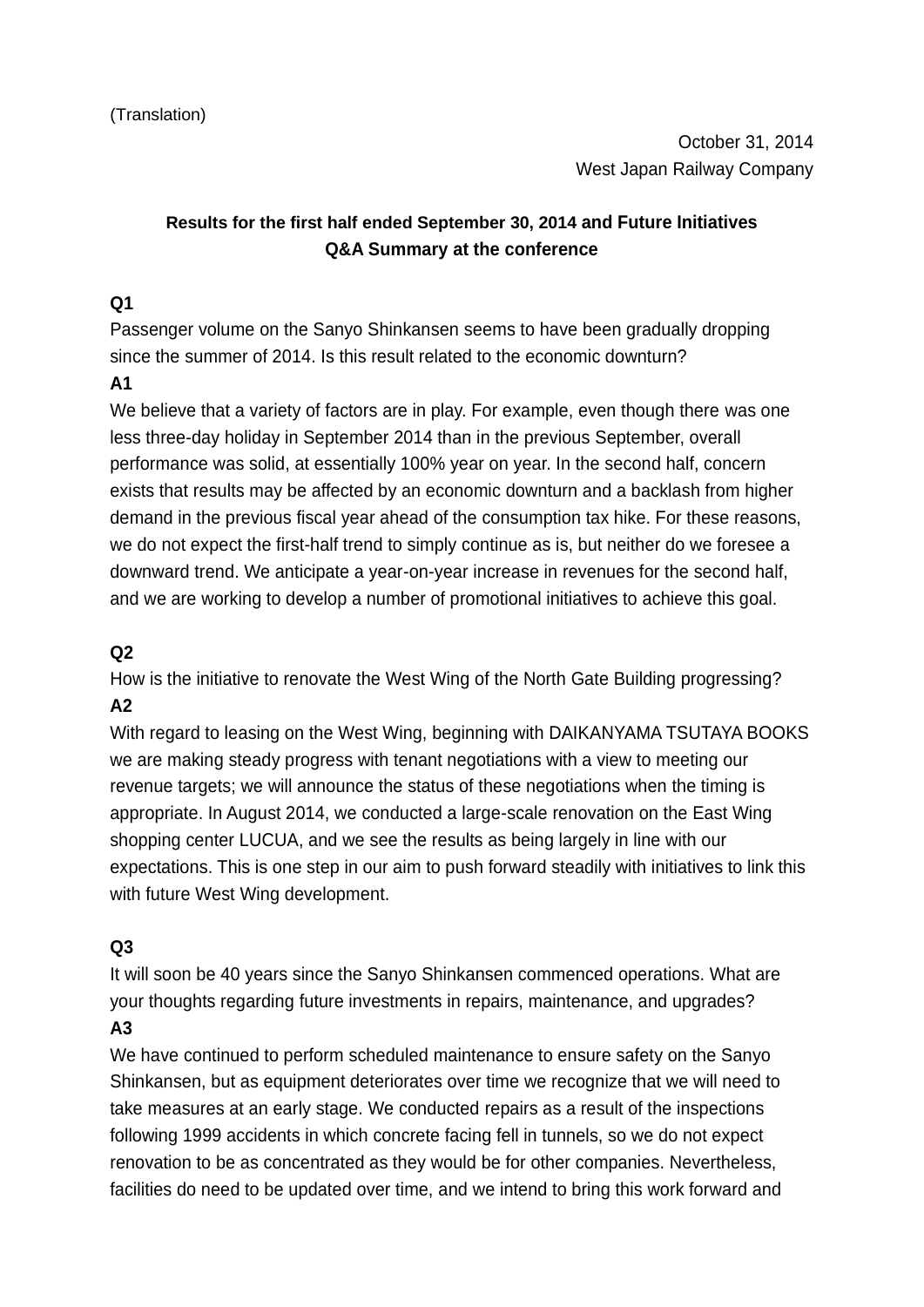(Translation)

October 31, 2014
West Japan Railway Company

**Results for the first half ended September 30, 2014 and Future Initiatives**
**Q&A Summary at the conference**

**Q1**
Passenger volume on the Sanyo Shinkansen seems to have been gradually dropping since the summer of 2014. Is this result related to the economic downturn?
**A1**
We believe that a variety of factors are in play. For example, even though there was one less three-day holiday in September 2014 than in the previous September, overall performance was solid, at essentially 100% year on year. In the second half, concern exists that results may be affected by an economic downturn and a backlash from higher demand in the previous fiscal year ahead of the consumption tax hike. For these reasons, we do not expect the first-half trend to simply continue as is, but neither do we foresee a downward trend. We anticipate a year-on-year increase in revenues for the second half, and we are working to develop a number of promotional initiatives to achieve this goal.

**Q2**
How is the initiative to renovate the West Wing of the North Gate Building progressing?
**A2**
With regard to leasing on the West Wing, beginning with DAIKANYAMA TSUTAYA BOOKS we are making steady progress with tenant negotiations with a view to meeting our revenue targets; we will announce the status of these negotiations when the timing is appropriate. In August 2014, we conducted a large-scale renovation on the East Wing shopping center LUCUA, and we see the results as being largely in line with our expectations. This is one step in our aim to push forward steadily with initiatives to link this with future West Wing development.

**Q3**
It will soon be 40 years since the Sanyo Shinkansen commenced operations. What are your thoughts regarding future investments in repairs, maintenance, and upgrades?
**A3**
We have continued to perform scheduled maintenance to ensure safety on the Sanyo Shinkansen, but as equipment deteriorates over time we recognize that we will need to take measures at an early stage. We conducted repairs as a result of the inspections following 1999 accidents in which concrete facing fell in tunnels, so we do not expect renovation to be as concentrated as they would be for other companies. Nevertheless, facilities do need to be updated over time, and we intend to bring this work forward and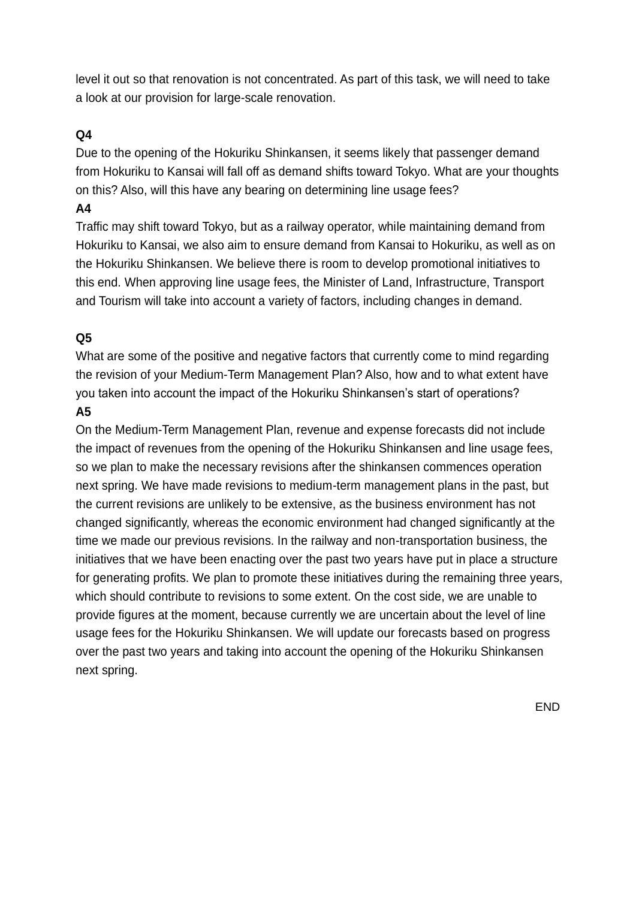level it out so that renovation is not concentrated. As part of this task, we will need to take a look at our provision for large-scale renovation.

**Q4**

Due to the opening of the Hokuriku Shinkansen, it seems likely that passenger demand from Hokuriku to Kansai will fall off as demand shifts toward Tokyo. What are your thoughts on this? Also, will this have any bearing on determining line usage fees?

**A4**

Traffic may shift toward Tokyo, but as a railway operator, while maintaining demand from Hokuriku to Kansai, we also aim to ensure demand from Kansai to Hokuriku, as well as on the Hokuriku Shinkansen. We believe there is room to develop promotional initiatives to this end. When approving line usage fees, the Minister of Land, Infrastructure, Transport and Tourism will take into account a variety of factors, including changes in demand.

**Q5**

What are some of the positive and negative factors that currently come to mind regarding the revision of your Medium-Term Management Plan? Also, how and to what extent have you taken into account the impact of the Hokuriku Shinkansen's start of operations?

**A5**

On the Medium-Term Management Plan, revenue and expense forecasts did not include the impact of revenues from the opening of the Hokuriku Shinkansen and line usage fees, so we plan to make the necessary revisions after the shinkansen commences operation next spring. We have made revisions to medium-term management plans in the past, but the current revisions are unlikely to be extensive, as the business environment has not changed significantly, whereas the economic environment had changed significantly at the time we made our previous revisions. In the railway and non-transportation business, the initiatives that we have been enacting over the past two years have put in place a structure for generating profits. We plan to promote these initiatives during the remaining three years, which should contribute to revisions to some extent. On the cost side, we are unable to provide figures at the moment, because currently we are uncertain about the level of line usage fees for the Hokuriku Shinkansen. We will update our forecasts based on progress over the past two years and taking into account the opening of the Hokuriku Shinkansen next spring.

END